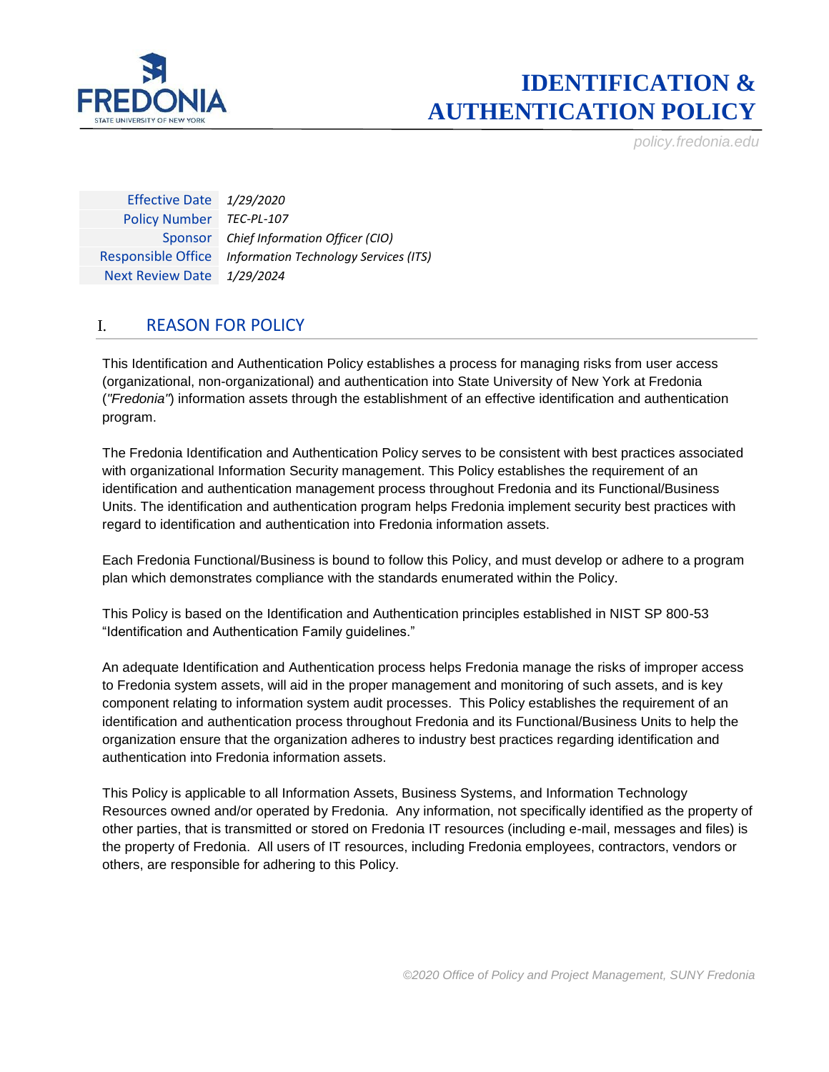# IDENTIFICATION & AUTHENTICATION POLICY

policy.fredonia.edu

| | |
|---|---|
| Effective Date | *1/29/2020* |
| Policy Number | *TEC-PL-107* |
| Sponsor | *Chief Information Officer (CIO)* |
| Responsible Office | *Information Technology Services (ITS)* |
| Next Review Date | *1/29/2024* |

## I. REASON FOR POLICY

This Identification and Authentication Policy establishes a process for managing risks from user access (organizational, non-organizational) and authentication into State University of New York at Fredonia (*"Fredonia"*) information assets through the establishment of an effective identification and authentication program.

The Fredonia Identification and Authentication Policy serves to be consistent with best practices associated with organizational Information Security management. This Policy establishes the requirement of an identification and authentication management process throughout Fredonia and its Functional/Business Units. The identification and authentication program helps Fredonia implement security best practices with regard to identification and authentication into Fredonia information assets.

Each Fredonia Functional/Business is bound to follow this Policy, and must develop or adhere to a program plan which demonstrates compliance with the standards enumerated within the Policy.

This Policy is based on the Identification and Authentication principles established in NIST SP 800-53 "Identification and Authentication Family guidelines."

An adequate Identification and Authentication process helps Fredonia manage the risks of improper access to Fredonia system assets, will aid in the proper management and monitoring of such assets, and is key component relating to information system audit processes. This Policy establishes the requirement of an identification and authentication process throughout Fredonia and its Functional/Business Units to help the organization ensure that the organization adheres to industry best practices regarding identification and authentication into Fredonia information assets.

This Policy is applicable to all Information Assets, Business Systems, and Information Technology Resources owned and/or operated by Fredonia. Any information, not specifically identified as the property of other parties, that is transmitted or stored on Fredonia IT resources (including e-mail, messages and files) is the property of Fredonia. All users of IT resources, including Fredonia employees, contractors, vendors or others, are responsible for adhering to this Policy.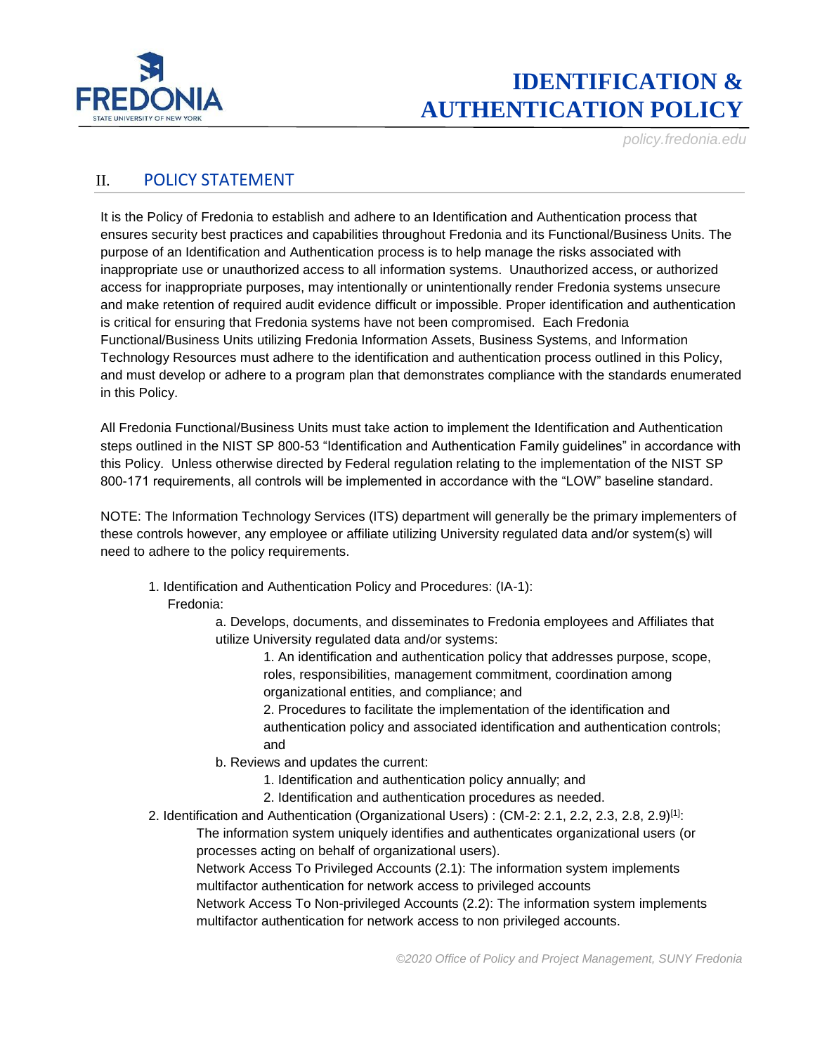## II. POLICY STATEMENT

It is the Policy of Fredonia to establish and adhere to an Identification and Authentication process that ensures security best practices and capabilities throughout Fredonia and its Functional/Business Units. The purpose of an Identification and Authentication process is to help manage the risks associated with inappropriate use or unauthorized access to all information systems. Unauthorized access, or authorized access for inappropriate purposes, may intentionally or unintentionally render Fredonia systems unsecure and make retention of required audit evidence difficult or impossible. Proper identification and authentication is critical for ensuring that Fredonia systems have not been compromised. Each Fredonia Functional/Business Units utilizing Fredonia Information Assets, Business Systems, and Information Technology Resources must adhere to the identification and authentication process outlined in this Policy, and must develop or adhere to a program plan that demonstrates compliance with the standards enumerated in this Policy.

All Fredonia Functional/Business Units must take action to implement the Identification and Authentication steps outlined in the NIST SP 800-53 "Identification and Authentication Family guidelines" in accordance with this Policy. Unless otherwise directed by Federal regulation relating to the implementation of the NIST SP 800-171 requirements, all controls will be implemented in accordance with the "LOW" baseline standard.

NOTE: The Information Technology Services (ITS) department will generally be the primary implementers of these controls however, any employee or affiliate utilizing University regulated data and/or system(s) will need to adhere to the policy requirements.

1. Identification and Authentication Policy and Procedures: (IA-1):
   Fredonia:
   - a. Develops, documents, and disseminates to Fredonia employees and Affiliates that utilize University regulated data and/or systems:
     1. An identification and authentication policy that addresses purpose, scope, roles, responsibilities, management commitment, coordination among organizational entities, and compliance; and
     2. Procedures to facilitate the implementation of the identification and authentication policy and associated identification and authentication controls; and
   - b. Reviews and updates the current:
     1. Identification and authentication policy annually; and
     2. Identification and authentication procedures as needed.
2. Identification and Authentication (Organizational Users) : (CM-2: 2.1, 2.2, 2.3, 2.8, 2.9)[1]:
   The information system uniquely identifies and authenticates organizational users (or processes acting on behalf of organizational users).
   Network Access To Privileged Accounts (2.1): The information system implements multifactor authentication for network access to privileged accounts
   Network Access To Non-privileged Accounts (2.2): The information system implements multifactor authentication for network access to non privileged accounts.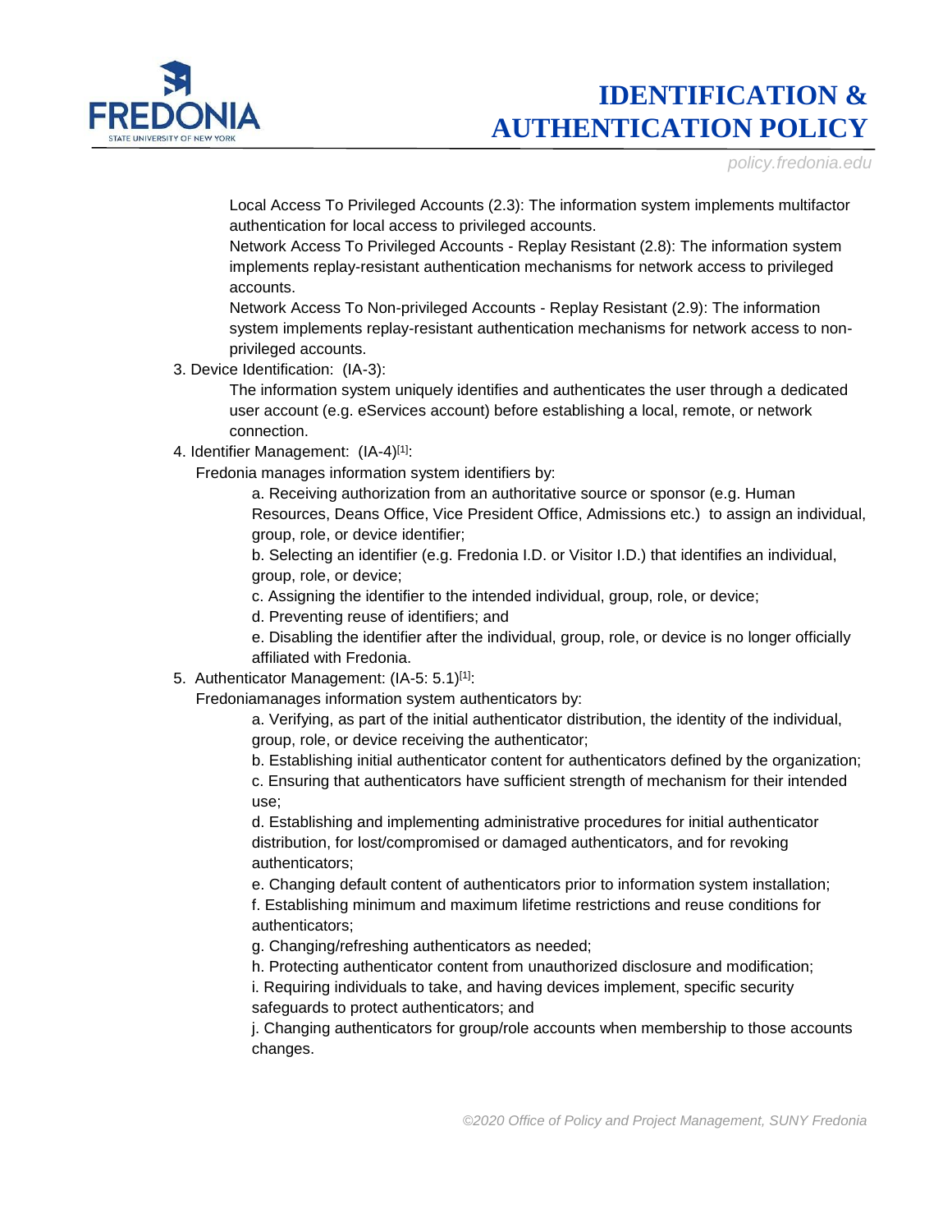Local Access To Privileged Accounts (2.3): The information system implements multifactor authentication for local access to privileged accounts.

Network Access To Privileged Accounts - Replay Resistant (2.8): The information system implements replay-resistant authentication mechanisms for network access to privileged accounts.

Network Access To Non-privileged Accounts - Replay Resistant (2.9): The information system implements replay-resistant authentication mechanisms for network access to non-privileged accounts.

3. Device Identification: (IA-3):

   The information system uniquely identifies and authenticates the user through a dedicated user account (e.g. eServices account) before establishing a local, remote, or network connection.

4. Identifier Management: (IA-4)[1]:

   Fredonia manages information system identifiers by:

   a. Receiving authorization from an authoritative source or sponsor (e.g. Human Resources, Deans Office, Vice President Office, Admissions etc.) to assign an individual, group, role, or device identifier;

   b. Selecting an identifier (e.g. Fredonia I.D. or Visitor I.D.) that identifies an individual, group, role, or device;

   c. Assigning the identifier to the intended individual, group, role, or device;

   d. Preventing reuse of identifiers; and

   e. Disabling the identifier after the individual, group, role, or device is no longer officially affiliated with Fredonia.

5. Authenticator Management: (IA-5: 5.1)[1]:

   Fredoniamanages information system authenticators by:

   a. Verifying, as part of the initial authenticator distribution, the identity of the individual, group, role, or device receiving the authenticator;

   b. Establishing initial authenticator content for authenticators defined by the organization;

   c. Ensuring that authenticators have sufficient strength of mechanism for their intended use;

   d. Establishing and implementing administrative procedures for initial authenticator distribution, for lost/compromised or damaged authenticators, and for revoking authenticators;

   e. Changing default content of authenticators prior to information system installation;

   f. Establishing minimum and maximum lifetime restrictions and reuse conditions for authenticators;

   g. Changing/refreshing authenticators as needed;

   h. Protecting authenticator content from unauthorized disclosure and modification;

   i. Requiring individuals to take, and having devices implement, specific security safeguards to protect authenticators; and

   j. Changing authenticators for group/role accounts when membership to those accounts changes.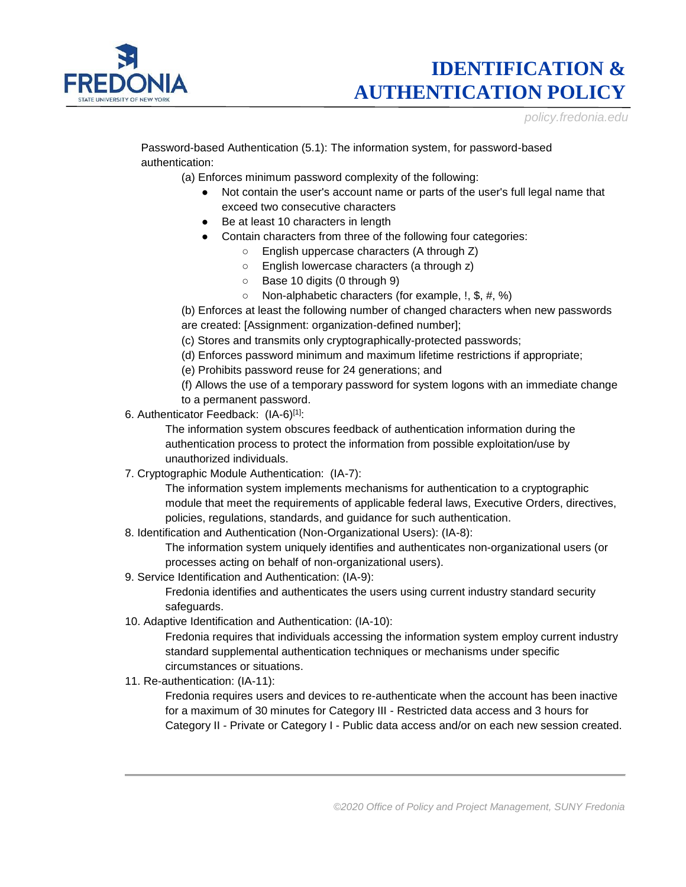Password-based Authentication (5.1): The information system, for password-based authentication:

(a) Enforces minimum password complexity of the following:

- Not contain the user's account name or parts of the user's full legal name that exceed two consecutive characters
- Be at least 10 characters in length
- Contain characters from three of the following four categories:
  - English uppercase characters (A through Z)
  - English lowercase characters (a through z)
  - Base 10 digits (0 through 9)
  - Non-alphabetic characters (for example, !, $, #, %)

(b) Enforces at least the following number of changed characters when new passwords are created: [Assignment: organization-defined number];

(c) Stores and transmits only cryptographically-protected passwords;

(d) Enforces password minimum and maximum lifetime restrictions if appropriate;

(e) Prohibits password reuse for 24 generations; and

(f) Allows the use of a temporary password for system logons with an immediate change to a permanent password.

6. Authenticator Feedback: (IA-6)[1]:

   The information system obscures feedback of authentication information during the authentication process to protect the information from possible exploitation/use by unauthorized individuals.

7. Cryptographic Module Authentication: (IA-7):

   The information system implements mechanisms for authentication to a cryptographic module that meet the requirements of applicable federal laws, Executive Orders, directives, policies, regulations, standards, and guidance for such authentication.

8. Identification and Authentication (Non-Organizational Users): (IA-8):

   The information system uniquely identifies and authenticates non-organizational users (or processes acting on behalf of non-organizational users).

9. Service Identification and Authentication: (IA-9):

   Fredonia identifies and authenticates the users using current industry standard security safeguards.

10. Adaptive Identification and Authentication: (IA-10):

    Fredonia requires that individuals accessing the information system employ current industry standard supplemental authentication techniques or mechanisms under specific circumstances or situations.

11. Re-authentication: (IA-11):

    Fredonia requires users and devices to re-authenticate when the account has been inactive for a maximum of 30 minutes for Category III - Restricted data access and 3 hours for Category II - Private or Category I - Public data access and/or on each new session created.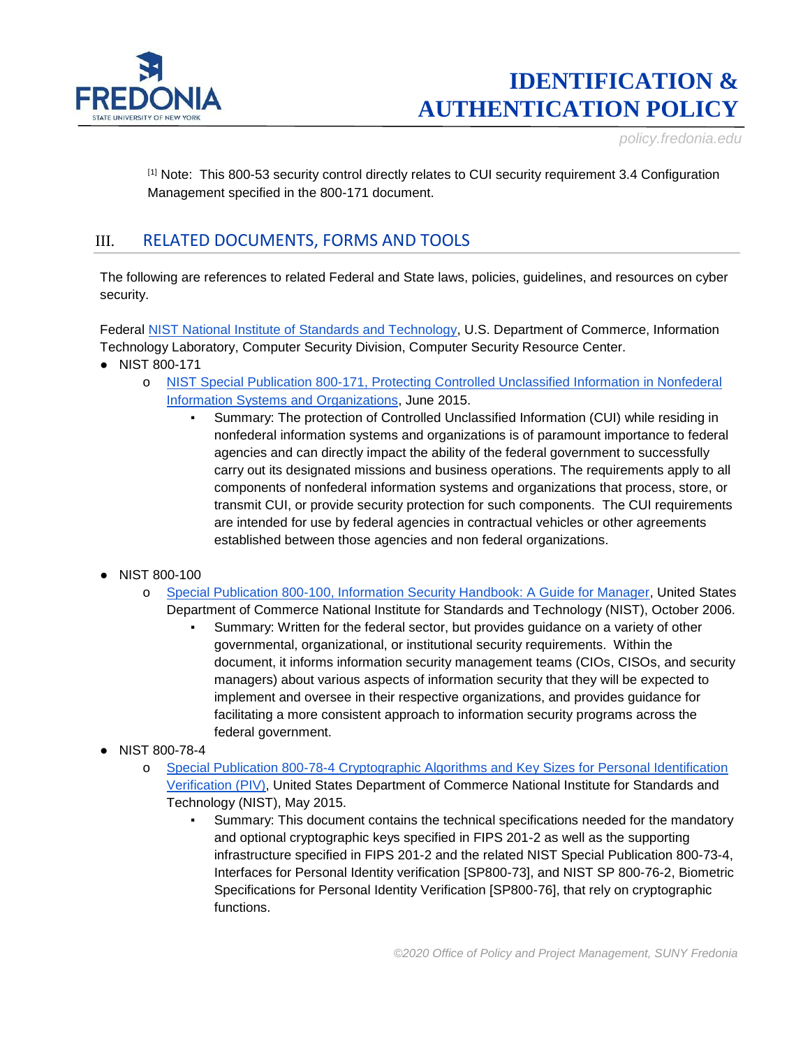[1] Note: This 800-53 security control directly relates to CUI security requirement 3.4 Configuration Management specified in the 800-171 document.

## III. RELATED DOCUMENTS, FORMS AND TOOLS

The following are references to related Federal and State laws, policies, guidelines, and resources on cyber security.

Federal NIST National Institute of Standards and Technology, U.S. Department of Commerce, Information Technology Laboratory, Computer Security Division, Computer Security Resource Center.

- NIST 800-171
    - NIST Special Publication 800-171, Protecting Controlled Unclassified Information in Nonfederal Information Systems and Organizations, June 2015.
        - Summary: The protection of Controlled Unclassified Information (CUI) while residing in nonfederal information systems and organizations is of paramount importance to federal agencies and can directly impact the ability of the federal government to successfully carry out its designated missions and business operations. The requirements apply to all components of nonfederal information systems and organizations that process, store, or transmit CUI, or provide security protection for such components. The CUI requirements are intended for use by federal agencies in contractual vehicles or other agreements established between those agencies and non federal organizations.

- NIST 800-100
    - Special Publication 800-100, Information Security Handbook: A Guide for Manager, United States Department of Commerce National Institute for Standards and Technology (NIST), October 2006.
        - Summary: Written for the federal sector, but provides guidance on a variety of other governmental, organizational, or institutional security requirements. Within the document, it informs information security management teams (CIOs, CISOs, and security managers) about various aspects of information security that they will be expected to implement and oversee in their respective organizations, and provides guidance for facilitating a more consistent approach to information security programs across the federal government.
- NIST 800-78-4
    - Special Publication 800-78-4 Cryptographic Algorithms and Key Sizes for Personal Identification Verification (PIV), United States Department of Commerce National Institute for Standards and Technology (NIST), May 2015.
        - Summary: This document contains the technical specifications needed for the mandatory and optional cryptographic keys specified in FIPS 201-2 as well as the supporting infrastructure specified in FIPS 201-2 and the related NIST Special Publication 800-73-4, Interfaces for Personal Identity verification [SP800-73], and NIST SP 800-76-2, Biometric Specifications for Personal Identity Verification [SP800-76], that rely on cryptographic functions.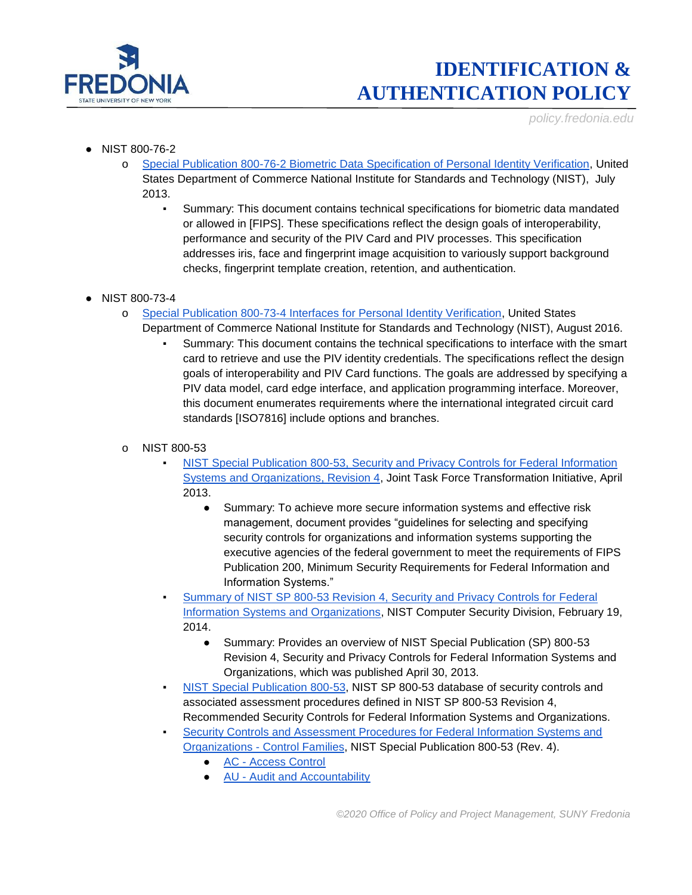- NIST 800-76-2
  - Special Publication 800-76-2 Biometric Data Specification of Personal Identity Verification, United States Department of Commerce National Institute for Standards and Technology (NIST), July 2013.
    - Summary: This document contains technical specifications for biometric data mandated or allowed in [FIPS]. These specifications reflect the design goals of interoperability, performance and security of the PIV Card and PIV processes. This specification addresses iris, face and fingerprint image acquisition to variously support background checks, fingerprint template creation, retention, and authentication.

- NIST 800-73-4
  - Special Publication 800-73-4 Interfaces for Personal Identity Verification, United States Department of Commerce National Institute for Standards and Technology (NIST), August 2016.
    - Summary: This document contains the technical specifications to interface with the smart card to retrieve and use the PIV identity credentials. The specifications reflect the design goals of interoperability and PIV Card functions. The goals are addressed by specifying a PIV data model, card edge interface, and application programming interface. Moreover, this document enumerates requirements where the international integrated circuit card standards [ISO7816] include options and branches.

  - NIST 800-53
    - NIST Special Publication 800-53, Security and Privacy Controls for Federal Information Systems and Organizations, Revision 4, Joint Task Force Transformation Initiative, April 2013.
      - Summary: To achieve more secure information systems and effective risk management, document provides "guidelines for selecting and specifying security controls for organizations and information systems supporting the executive agencies of the federal government to meet the requirements of FIPS Publication 200, Minimum Security Requirements for Federal Information and Information Systems."
    - Summary of NIST SP 800-53 Revision 4, Security and Privacy Controls for Federal Information Systems and Organizations, NIST Computer Security Division, February 19, 2014.
      - Summary: Provides an overview of NIST Special Publication (SP) 800-53 Revision 4, Security and Privacy Controls for Federal Information Systems and Organizations, which was published April 30, 2013.
    - NIST Special Publication 800-53, NIST SP 800-53 database of security controls and associated assessment procedures defined in NIST SP 800-53 Revision 4, Recommended Security Controls for Federal Information Systems and Organizations.
    - Security Controls and Assessment Procedures for Federal Information Systems and Organizations - Control Families, NIST Special Publication 800-53 (Rev. 4).
      - AC - Access Control
      - AU - Audit and Accountability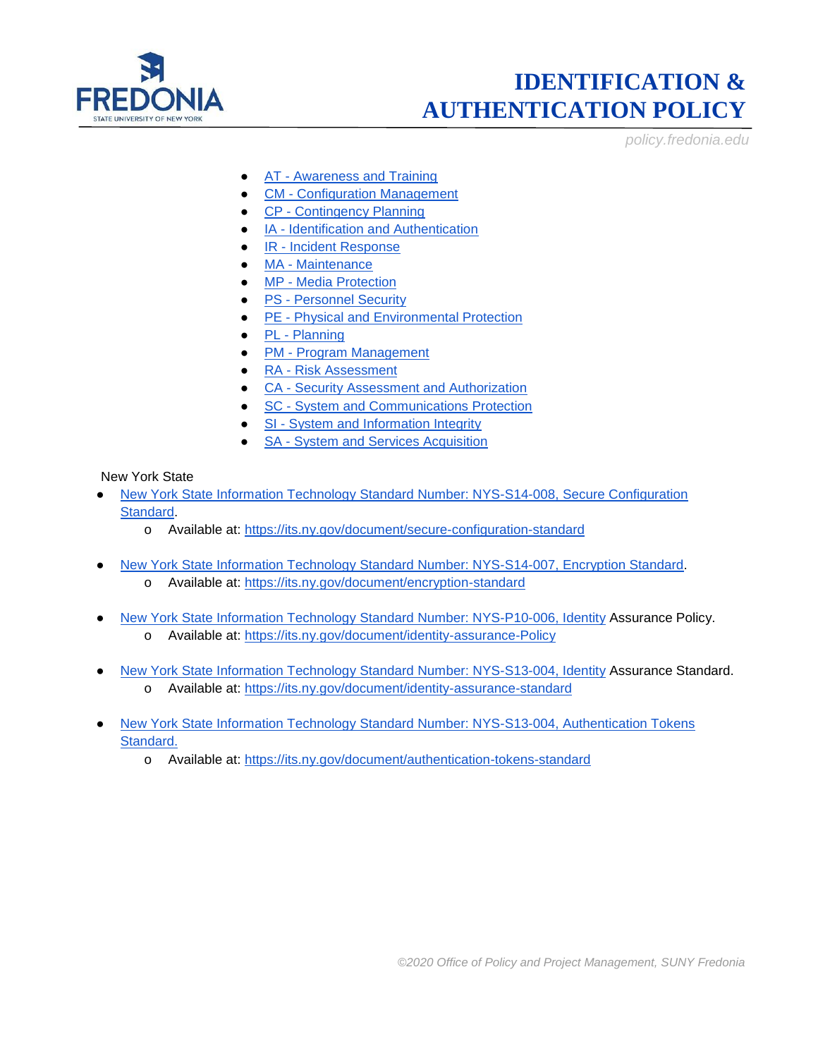- [AT - Awareness and Training]()
- [CM - Configuration Management]()
- [CP - Contingency Planning]()
- [IA - Identification and Authentication]()
- [IR - Incident Response]()
- [MA - Maintenance]()
- [MP - Media Protection]()
- [PS - Personnel Security]()
- [PE - Physical and Environmental Protection]()
- [PL - Planning]()
- [PM - Program Management]()
- [RA - Risk Assessment]()
- [CA - Security Assessment and Authorization]()
- [SC - System and Communications Protection]()
- [SI - System and Information Integrity]()
- [SA - System and Services Acquisition]()

New York State

- New York State Information Technology Standard Number: NYS-S14-008, Secure Configuration Standard.
  - Available at: https://its.ny.gov/document/secure-configuration-standard

- New York State Information Technology Standard Number: NYS-S14-007, Encryption Standard.
  - Available at: https://its.ny.gov/document/encryption-standard

- New York State Information Technology Standard Number: NYS-P10-006, Identity Assurance Policy.
  - Available at: https://its.ny.gov/document/identity-assurance-Policy

- New York State Information Technology Standard Number: NYS-S13-004, Identity Assurance Standard.
  - Available at: https://its.ny.gov/document/identity-assurance-standard

- New York State Information Technology Standard Number: NYS-S13-004, Authentication Tokens Standard.
  - Available at: https://its.ny.gov/document/authentication-tokens-standard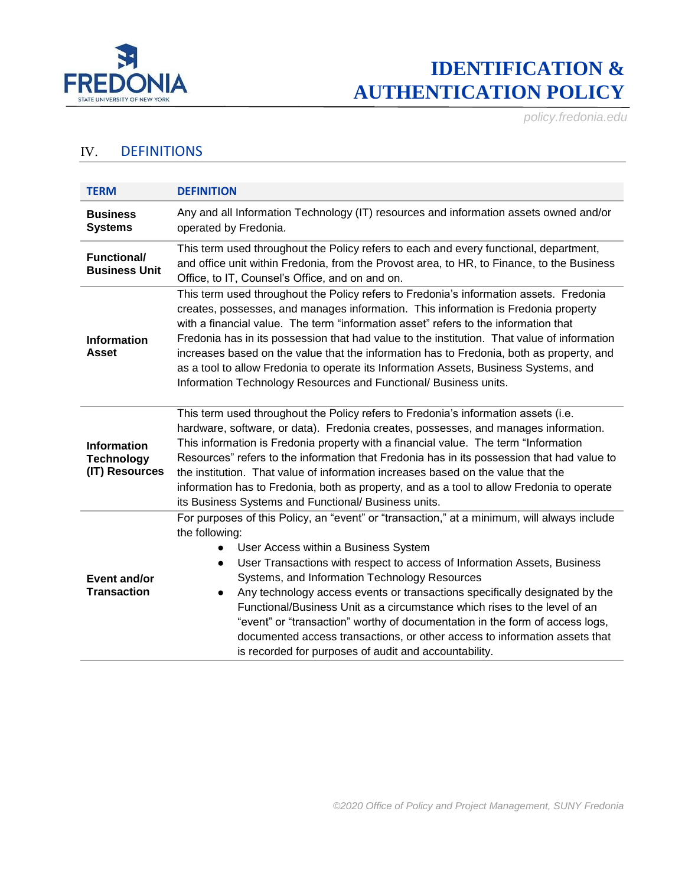## IV. DEFINITIONS

| TERM | DEFINITION |
|---|---|
| **Business Systems** | Any and all Information Technology (IT) resources and information assets owned and/or operated by Fredonia. |
| **Functional/ Business Unit** | This term used throughout the Policy refers to each and every functional, department, and office unit within Fredonia, from the Provost area, to HR, to Finance, to the Business Office, to IT, Counsel's Office, and on and on. |
| **Information Asset** | This term used throughout the Policy refers to Fredonia's information assets. Fredonia creates, possesses, and manages information. This information is Fredonia property with a financial value. The term "information asset" refers to the information that Fredonia has in its possession that had value to the institution. That value of information increases based on the value that the information has to Fredonia, both as property, and as a tool to allow Fredonia to operate its Information Assets, Business Systems, and Information Technology Resources and Functional/ Business units. |
| **Information Technology (IT) Resources** | This term used throughout the Policy refers to Fredonia's information assets (i.e. hardware, software, or data). Fredonia creates, possesses, and manages information. This information is Fredonia property with a financial value. The term "Information Resources" refers to the information that Fredonia has in its possession that had value to the institution. That value of information increases based on the value that the information has to Fredonia, both as property, and as a tool to allow Fredonia to operate its Business Systems and Functional/ Business units. |
| **Event and/or Transaction** | For purposes of this Policy, an "event" or "transaction," at a minimum, will always include the following:<br>• User Access within a Business System<br>• User Transactions with respect to access of Information Assets, Business Systems, and Information Technology Resources<br>• Any technology access events or transactions specifically designated by the Functional/Business Unit as a circumstance which rises to the level of an "event" or "transaction" worthy of documentation in the form of access logs, documented access transactions, or other access to information assets that is recorded for purposes of audit and accountability. |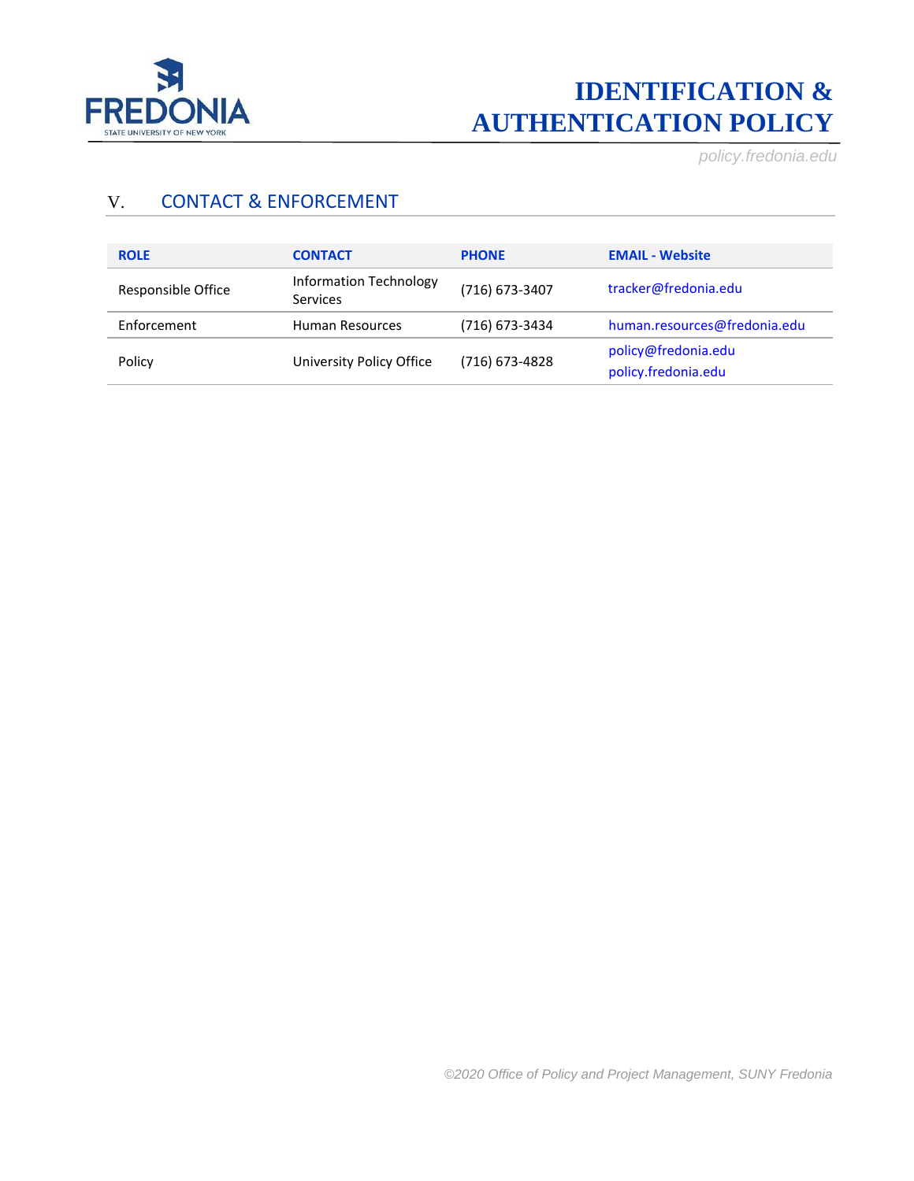## V. CONTACT & ENFORCEMENT

| ROLE | CONTACT | PHONE | EMAIL - Website |
|---|---|---|---|
| Responsible Office | Information Technology Services | (716) 673-3407 | tracker@fredonia.edu |
| Enforcement | Human Resources | (716) 673-3434 | human.resources@fredonia.edu |
| Policy | University Policy Office | (716) 673-4828 | policy@fredonia.edu<br>policy.fredonia.edu |